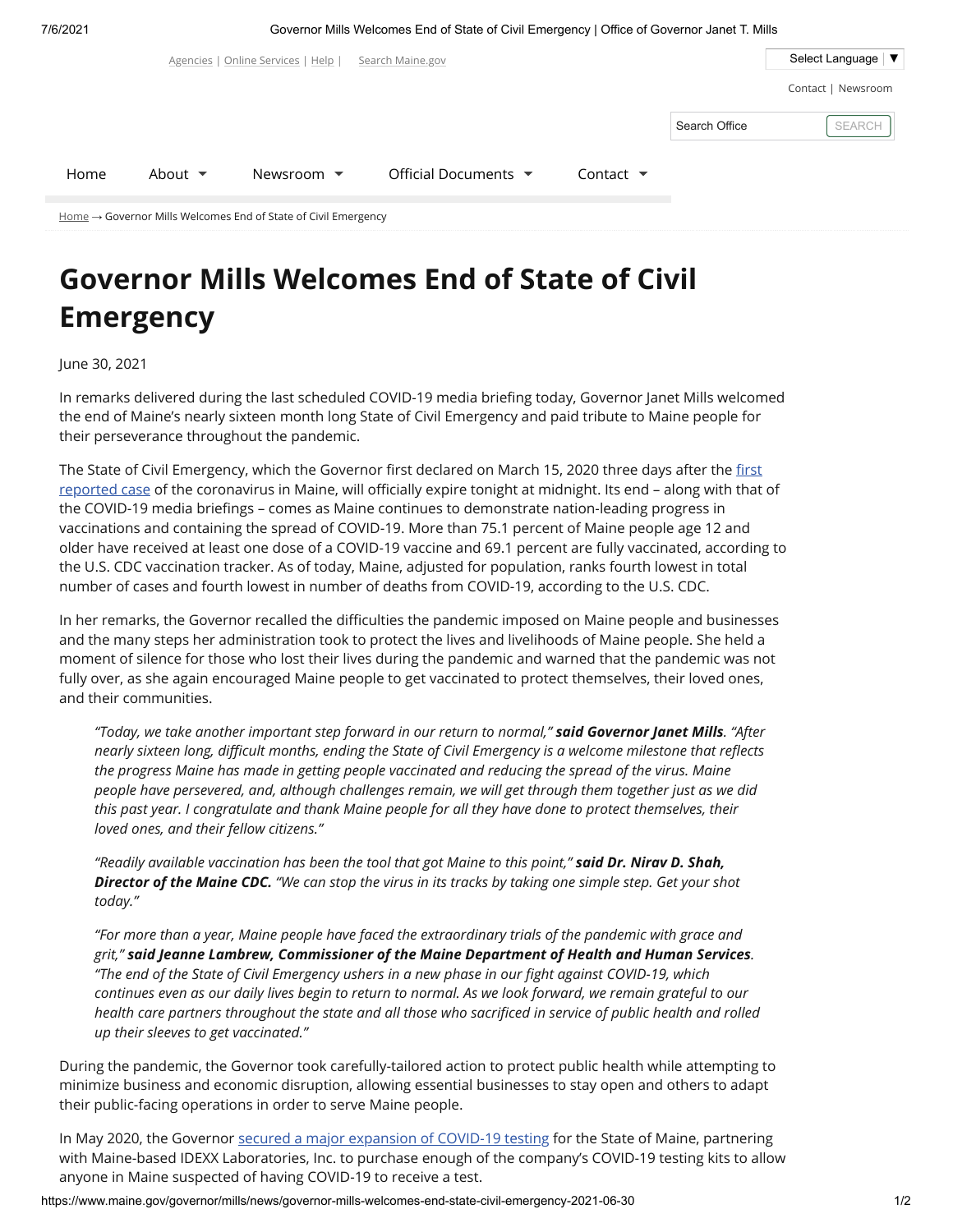# Governor Mills Welcomes End of State of Civil Emergency

June 30, 2021

In remarks delivered during the last scheduled COVID-19 media briefing today, Governor Janet Mills welcomed the end of Maine's nearly sixteen month long State of Civil Emergency and paid tribute to Maine people for their perseverance throughout the pandemic.

The State of Civil Emergency, which the Governor first declared on March 15, 2020 three days after the first reported case of the coronavirus in Maine, will officially expire tonight at midnight. Its end – along with that of the COVID-19 media briefings – comes as Maine continues to demonstrate nation-leading progress in vaccinations and containing the spread of COVID-19. More than 75.1 percent of Maine people age 12 and older have received at least one dose of a COVID-19 vaccine and 69.1 percent are fully vaccinated, according to the U.S. CDC vaccination tracker. As of today, Maine, adjusted for population, ranks fourth lowest in total number of cases and fourth lowest in number of deaths from COVID-19, according to the U.S. CDC.

In her remarks, the Governor recalled the difficulties the pandemic imposed on Maine people and businesses and the many steps her administration took to protect the lives and livelihoods of Maine people. She held a moment of silence for those who lost their lives during the pandemic and warned that the pandemic was not fully over, as she again encouraged Maine people to get vaccinated to protect themselves, their loved ones, and their communities.

> *"Today, we take another important step forward in our return to normal,"* ***said Governor Janet Mills****. "After nearly sixteen long, difficult months, ending the State of Civil Emergency is a welcome milestone that reflects the progress Maine has made in getting people vaccinated and reducing the spread of the virus. Maine people have persevered, and, although challenges remain, we will get through them together just as we did this past year. I congratulate and thank Maine people for all they have done to protect themselves, their loved ones, and their fellow citizens."*
>
> *"Readily available vaccination has been the tool that got Maine to this point,"* ***said Dr. Nirav D. Shah, Director of the Maine CDC.*** *"We can stop the virus in its tracks by taking one simple step. Get your shot today."*
>
> *"For more than a year, Maine people have faced the extraordinary trials of the pandemic with grace and grit,"* ***said Jeanne Lambrew, Commissioner of the Maine Department of Health and Human Services****. "The end of the State of Civil Emergency ushers in a new phase in our fight against COVID-19, which continues even as our daily lives begin to return to normal. As we look forward, we remain grateful to our health care partners throughout the state and all those who sacrificed in service of public health and rolled up their sleeves to get vaccinated."*

During the pandemic, the Governor took carefully-tailored action to protect public health while attempting to minimize business and economic disruption, allowing essential businesses to stay open and others to adapt their public-facing operations in order to serve Maine people.

In May 2020, the Governor secured a major expansion of COVID-19 testing for the State of Maine, partnering with Maine-based IDEXX Laboratories, Inc. to purchase enough of the company's COVID-19 testing kits to allow anyone in Maine suspected of having COVID-19 to receive a test.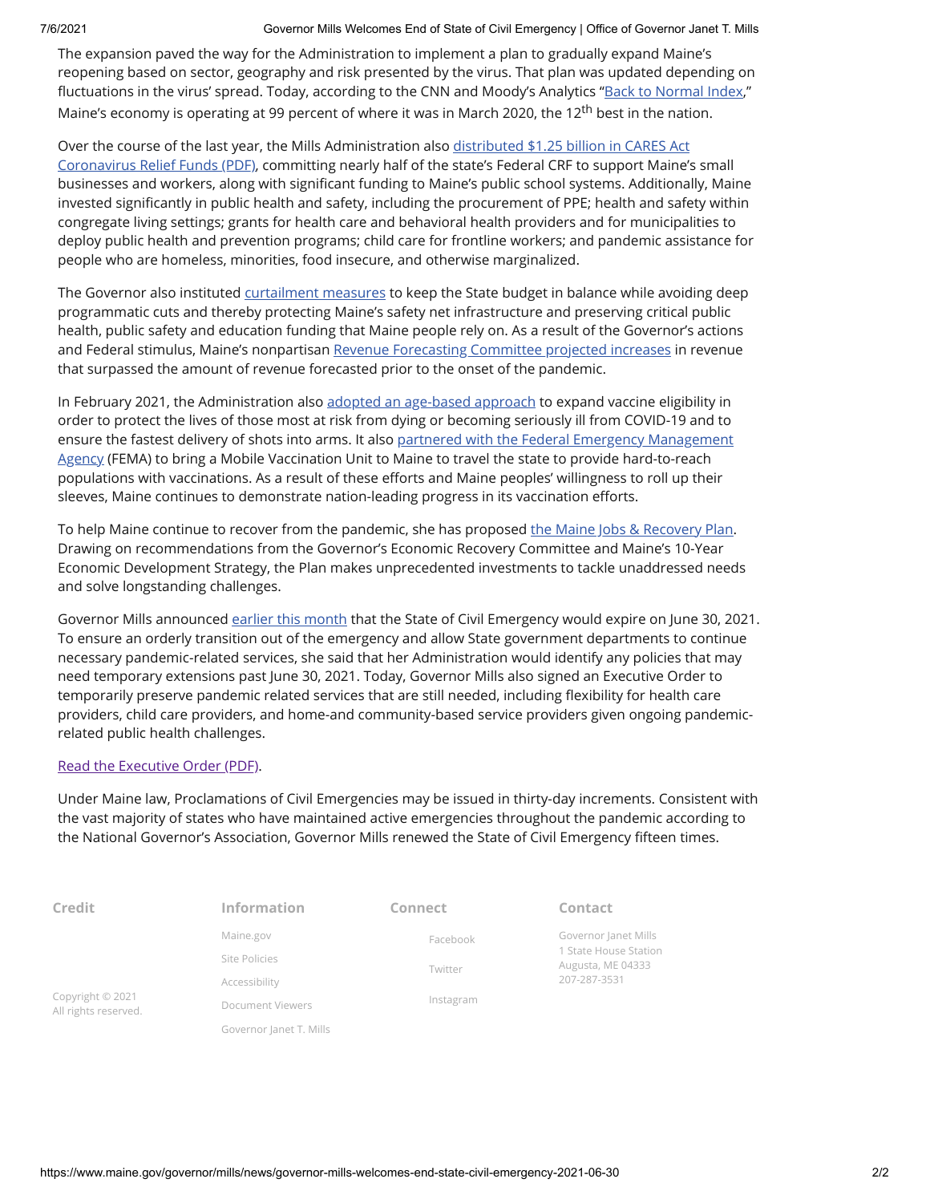The expansion paved the way for the Administration to implement a plan to gradually expand Maine's reopening based on sector, geography and risk presented by the virus. That plan was updated depending on fluctuations in the virus' spread. Today, according to the CNN and Moody's Analytics "Back to Normal Index," Maine's economy is operating at 99 percent of where it was in March 2020, the 12th best in the nation.

Over the course of the last year, the Mills Administration also distributed $1.25 billion in CARES Act Coronavirus Relief Funds (PDF), committing nearly half of the state's Federal CRF to support Maine's small businesses and workers, along with significant funding to Maine's public school systems. Additionally, Maine invested significantly in public health and safety, including the procurement of PPE; health and safety within congregate living settings; grants for health care and behavioral health providers and for municipalities to deploy public health and prevention programs; child care for frontline workers; and pandemic assistance for people who are homeless, minorities, food insecure, and otherwise marginalized.

The Governor also instituted curtailment measures to keep the State budget in balance while avoiding deep programmatic cuts and thereby protecting Maine's safety net infrastructure and preserving critical public health, public safety and education funding that Maine people rely on. As a result of the Governor's actions and Federal stimulus, Maine's nonpartisan Revenue Forecasting Committee projected increases in revenue that surpassed the amount of revenue forecasted prior to the onset of the pandemic.

In February 2021, the Administration also adopted an age-based approach to expand vaccine eligibility in order to protect the lives of those most at risk from dying or becoming seriously ill from COVID-19 and to ensure the fastest delivery of shots into arms. It also partnered with the Federal Emergency Management Agency (FEMA) to bring a Mobile Vaccination Unit to Maine to travel the state to provide hard-to-reach populations with vaccinations. As a result of these efforts and Maine peoples' willingness to roll up their sleeves, Maine continues to demonstrate nation-leading progress in its vaccination efforts.

To help Maine continue to recover from the pandemic, she has proposed the Maine Jobs & Recovery Plan. Drawing on recommendations from the Governor's Economic Recovery Committee and Maine's 10-Year Economic Development Strategy, the Plan makes unprecedented investments to tackle unaddressed needs and solve longstanding challenges.

Governor Mills announced earlier this month that the State of Civil Emergency would expire on June 30, 2021. To ensure an orderly transition out of the emergency and allow State government departments to continue necessary pandemic-related services, she said that her Administration would identify any policies that may need temporary extensions past June 30, 2021. Today, Governor Mills also signed an Executive Order to temporarily preserve pandemic related services that are still needed, including flexibility for health care providers, child care providers, and home-and community-based service providers given ongoing pandemic-related public health challenges.

Read the Executive Order (PDF).

Under Maine law, Proclamations of Civil Emergencies may be issued in thirty-day increments. Consistent with the vast majority of states who have maintained active emergencies throughout the pandemic according to the National Governor's Association, Governor Mills renewed the State of Civil Emergency fifteen times.

**Credit**

Copyright © 2021
All rights reserved.

**Information**

Maine.gov
Site Policies
Accessibility
Document Viewers
Governor Janet T. Mills

**Connect**

Facebook
Twitter
Instagram

**Contact**

Governor Janet Mills
1 State House Station
Augusta, ME 04333
207-287-3531